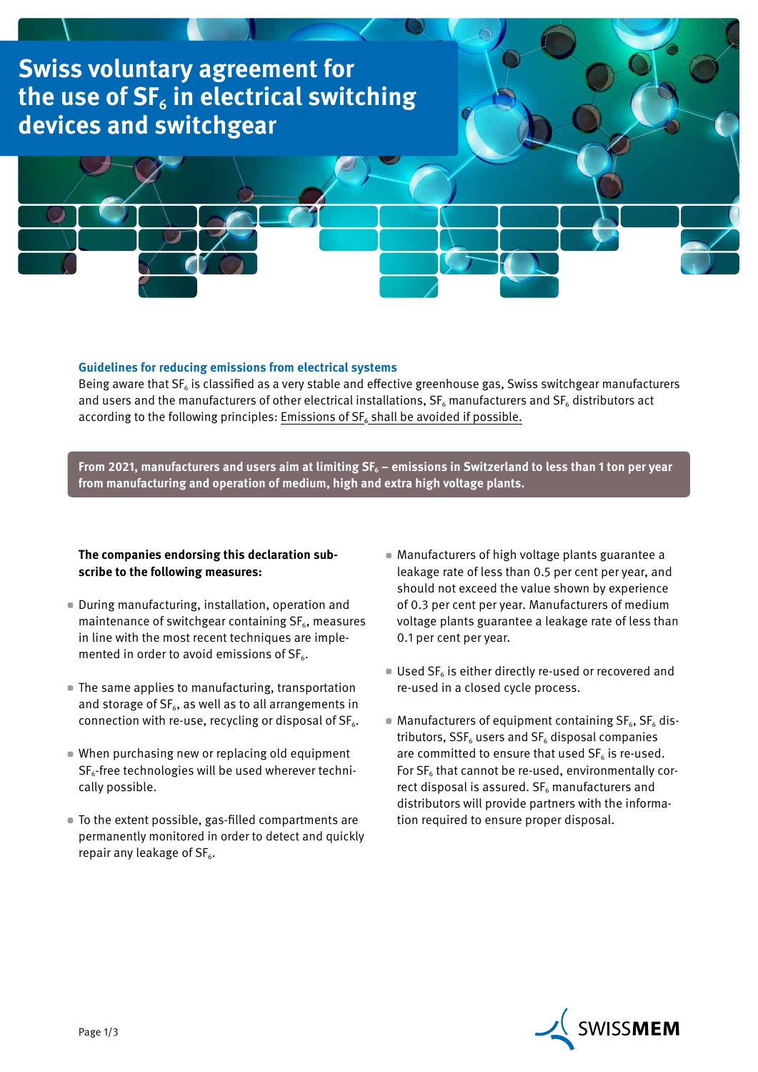# Swiss voluntary agreement for the use of $SF_6$ in electrical switching devices and switchgear

### Guidelines for reducing emissions from electrical systems

Being aware that $SF_6$ is classified as a very stable and effective greenhouse gas, Swiss switchgear manufacturers and users and the manufacturers of other electrical installations, $SF_6$ manufacturers and $SF_6$ distributors act according to the following principles: Emissions of $SF_6$ shall be avoided if possible.

**From 2021, manufacturers and users aim at limiting $SF_6$ – emissions in Switzerland to less than 1 ton per year from manufacturing and operation of medium, high and extra high voltage plants.**

**The companies endorsing this declaration subscribe to the following measures:**

- During manufacturing, installation, operation and maintenance of switchgear containing $SF_6$, measures in line with the most recent techniques are implemented in order to avoid emissions of $SF_6$.
- The same applies to manufacturing, transportation and storage of $SF_6$, as well as to all arrangements in connection with re-use, recycling or disposal of $SF_6$.
- When purchasing new or replacing old equipment $SF_6$-free technologies will be used wherever technically possible.
- To the extent possible, gas-filled compartments are permanently monitored in order to detect and quickly repair any leakage of $SF_6$.
- Manufacturers of high voltage plants guarantee a leakage rate of less than 0.5 per cent per year, and should not exceed the value shown by experience of 0.3 per cent per year. Manufacturers of medium voltage plants guarantee a leakage rate of less than 0.1 per cent per year.
- Used $SF_6$ is either directly re-used or recovered and re-used in a closed cycle process.
- Manufacturers of equipment containing $SF_6$, $SF_6$ distributors, $SSF_6$ users and $SF_6$ disposal companies are committed to ensure that used $SF_6$ is re-used. For $SF_6$ that cannot be re-used, environmentally correct disposal is assured. $SF_6$ manufacturers and distributors will provide partners with the information required to ensure proper disposal.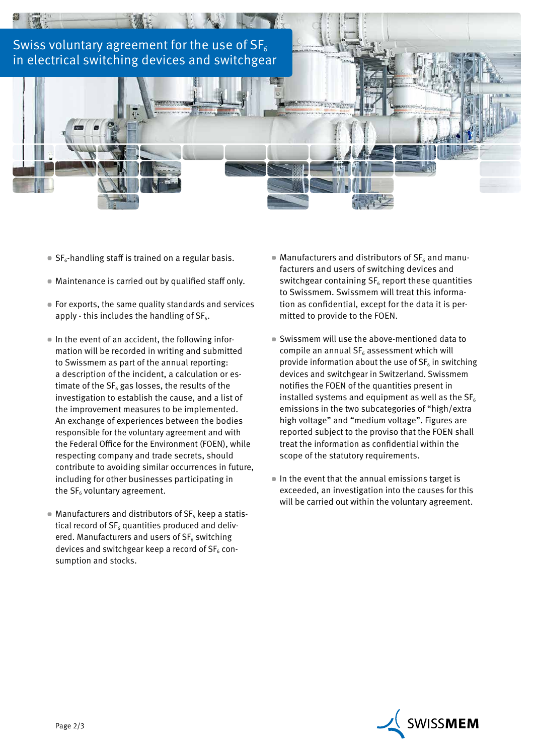# Swiss voluntary agreement for the use of $SF_6$ in electrical switching devices and switchgear

- $SF_6$-handling staff is trained on a regular basis.
- Maintenance is carried out by qualified staff only.
- For exports, the same quality standards and services apply - this includes the handling of $SF_6$.
- In the event of an accident, the following information will be recorded in writing and submitted to Swissmem as part of the annual reporting: a description of the incident, a calculation or estimate of the $SF_6$ gas losses, the results of the investigation to establish the cause, and a list of the improvement measures to be implemented. An exchange of experiences between the bodies responsible for the voluntary agreement and with the Federal Office for the Environment (FOEN), while respecting company and trade secrets, should contribute to avoiding similar occurrences in future, including for other businesses participating in the $SF_6$ voluntary agreement.
- Manufacturers and distributors of $SF_6$ keep a statistical record of $SF_6$ quantities produced and delivered. Manufacturers and users of $SF_6$ switching devices and switchgear keep a record of $SF_6$ consumption and stocks.
- Manufacturers and distributors of $SF_6$ and manufacturers and users of switching devices and switchgear containing $SF_6$ report these quantities to Swissmem. Swissmem will treat this information as confidential, except for the data it is permitted to provide to the FOEN.
- Swissmem will use the above-mentioned data to compile an annual $SF_6$ assessment which will provide information about the use of $SF_6$ in switching devices and switchgear in Switzerland. Swissmem notifies the FOEN of the quantities present in installed systems and equipment as well as the $SF_6$ emissions in the two subcategories of “high/extra high voltage” and “medium voltage”. Figures are reported subject to the proviso that the FOEN shall treat the information as confidential within the scope of the statutory requirements.
- In the event that the annual emissions target is exceeded, an investigation into the causes for this will be carried out within the voluntary agreement.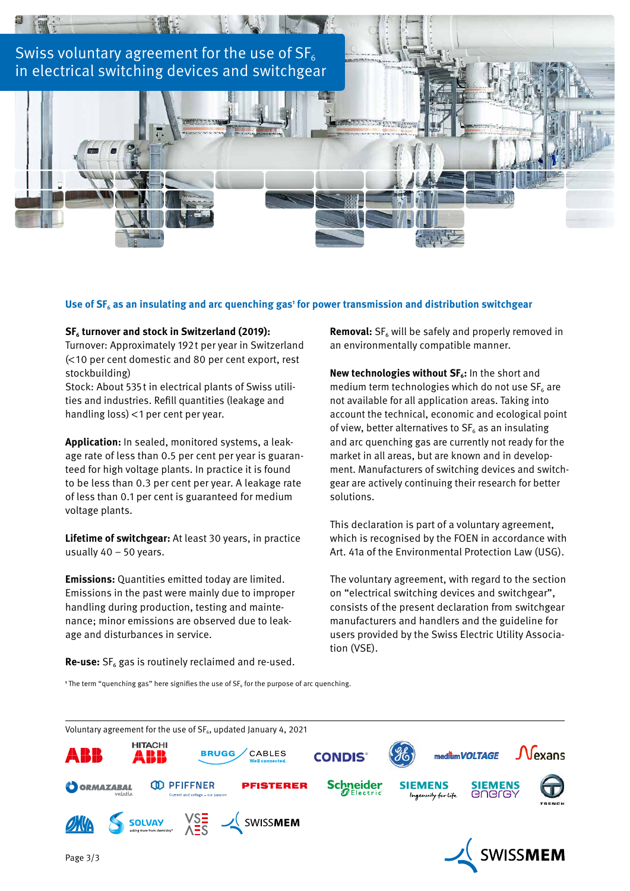# Swiss voluntary agreement for the use of $SF_6$ in electrical switching devices and switchgear

## Use of $SF_6$ as an insulating and arc quenching gas[1] for power transmission and distribution switchgear

**$SF_6$ turnover and stock in Switzerland (2019):**
Turnover: Approximately 192 t per year in Switzerland (<10 per cent domestic and 80 per cent export, rest stockbuilding)
Stock: About 535 t in electrical plants of Swiss utilities and industries. Refill quantities (leakage and handling loss) <1 per cent per year.

**Application:** In sealed, monitored systems, a leakage rate of less than 0.5 per cent per year is guaranteed for high voltage plants. In practice it is found to be less than 0.3 per cent per year. A leakage rate of less than 0.1 per cent is guaranteed for medium voltage plants.

**Lifetime of switchgear:** At least 30 years, in practice usually 40 – 50 years.

**Emissions:** Quantities emitted today are limited. Emissions in the past were mainly due to improper handling during production, testing and maintenance; minor emissions are observed due to leakage and disturbances in service.

**Re-use:** $SF_6$ gas is routinely reclaimed and re-used.

**Removal:** $SF_6$ will be safely and properly removed in an environmentally compatible manner.

**New technologies without $SF_6$:** In the short and medium term technologies which do not use $SF_6$ are not available for all application areas. Taking into account the technical, economic and ecological point of view, better alternatives to $SF_6$ as an insulating and arc quenching gas are currently not ready for the market in all areas, but are known and in development. Manufacturers of switching devices and switchgear are actively continuing their research for better solutions.

This declaration is part of a voluntary agreement, which is recognised by the FOEN in accordance with Art. 41a of the Environmental Protection Law (USG).

The voluntary agreement, with regard to the section on “electrical switching devices and switchgear”, consists of the present declaration from switchgear manufacturers and handlers and the guideline for users provided by the Swiss Electric Utility Association (VSE).

[1] The term “quenching gas” here signifies the use of $SF_6$ for the purpose of arc quenching.

Voluntary agreement for the use of $SF_6$, updated January 4, 2021

ABB, Hitachi ABB, Brugg Cables, Condis, GE, medium VOLTAGE, Nexans, Ormazabal, Pfiffner, Pfisterer, Schneider Electric, Siemens, Siemens Energy, Trench, OKVA, Solvay, VSE AES, Swissmem

SWISSMEM